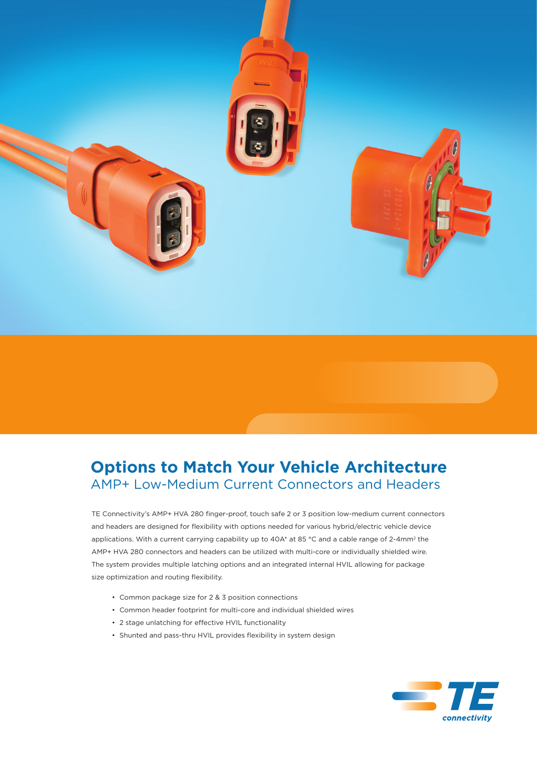# Options to Match Your Vehicle Architecture

## AMP+ Low-Medium Current Connectors and Headers

TE Connectivity's AMP+ HVA 280 finger-proof, touch safe 2 or 3 position low-medium current connectors and headers are designed for flexibility with options needed for various hybrid/electric vehicle device applications. With a current carrying capability up to 40A* at 85 °C and a cable range of 2-4mm² the AMP+ HVA 280 connectors and headers can be utilized with multi-core or individually shielded wire. The system provides multiple latching options and an integrated internal HVIL allowing for package size optimization and routing flexibility.

- Common package size for 2 & 3 position connections
- Common header footprint for multi-core and individual shielded wires
- 2 stage unlatching for effective HVIL functionality
- Shunted and pass-thru HVIL provides flexibility in system design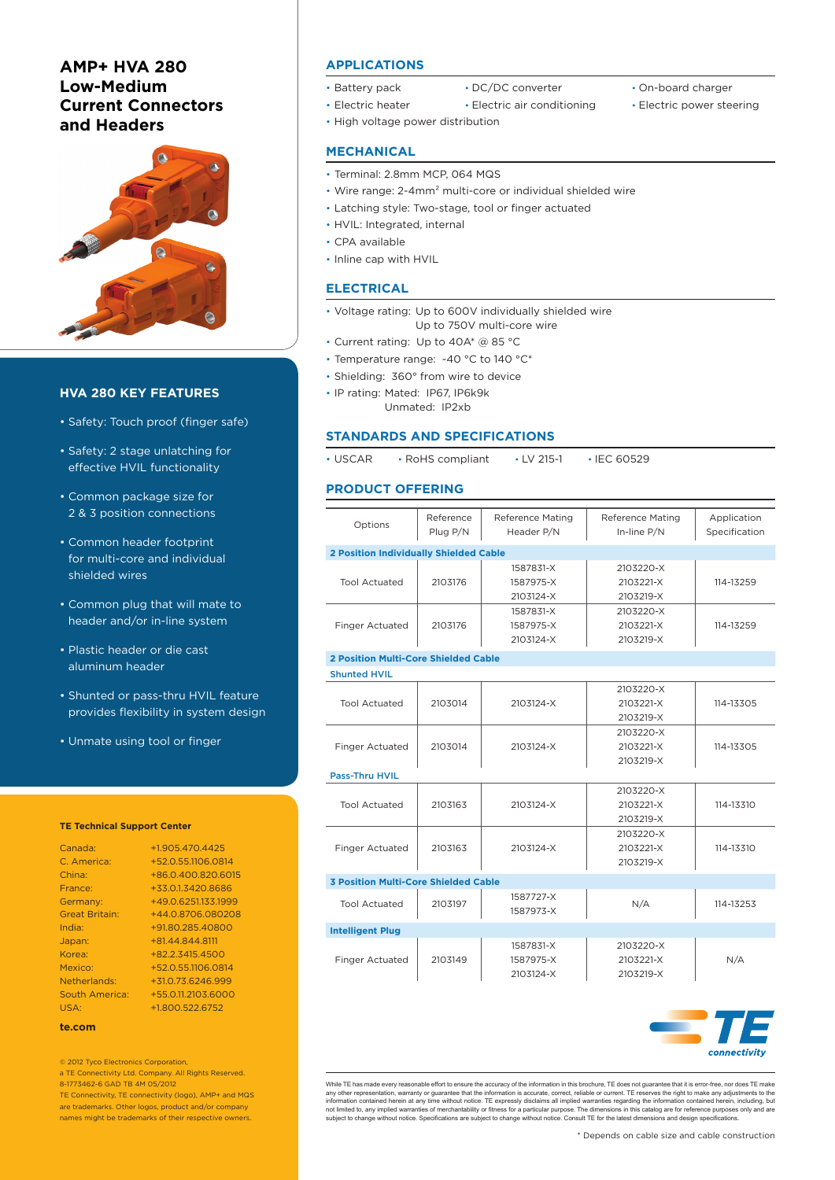# AMP+ HVA 280 Low-Medium Current Connectors and Headers

## HVA 280 KEY FEATURES

- Safety: Touch proof (finger safe)
- Safety: 2 stage unlatching for effective HVIL functionality
- Common package size for 2 & 3 position connections
- Common header footprint for multi-core and individual shielded wires
- Common plug that will mate to header and/or in-line system
- Plastic header or die cast aluminum header
- Shunted or pass-thru HVIL feature provides flexibility in system design
- Unmate using tool or finger

## APPLICATIONS

- Battery pack
- DC/DC converter
- On-board charger
- Electric heater
- Electric air conditioning
- Electric power steering
- High voltage power distribution

## MECHANICAL

- Terminal: 2.8mm MCP, 064 MQS
- Wire range: 2-4mm$^2$ multi-core or individual shielded wire
- Latching style: Two-stage, tool or finger actuated
- HVIL: Integrated, internal
- CPA available
- Inline cap with HVIL

## ELECTRICAL

- Voltage rating: Up to 600V individually shielded wire
  Up to 750V multi-core wire
- Current rating: Up to 40A* @ 85 °C
- Temperature range: -40 °C to 140 °C*
- Shielding: 360° from wire to device
- IP rating: Mated: IP67, IP6k9k
  Unmated: IP2xb

## STANDARDS AND SPECIFICATIONS

- USCAR
- RoHS compliant
- LV 215-1
- IEC 60529

## PRODUCT OFFERING

| Options | Reference Plug P/N | Reference Mating Header P/N | Reference Mating In-line P/N | Application Specification |
|---|---|---|---|---|
| **2 Position Individually Shielded Cable** | | | | |
| Tool Actuated | 2103176 | 1587831-X<br>1587975-X<br>2103124-X | 2103220-X<br>2103221-X<br>2103219-X | 114-13259 |
| Finger Actuated | 2103176 | 1587831-X<br>1587975-X<br>2103124-X | 2103220-X<br>2103221-X<br>2103219-X | 114-13259 |
| **2 Position Multi-Core Shielded Cable** | | | | |
| **Shunted HVIL** | | | | |
| Tool Actuated | 2103014 | 2103124-X | 2103220-X<br>2103221-X<br>2103219-X | 114-13305 |
| Finger Actuated | 2103014 | 2103124-X | 2103220-X<br>2103221-X<br>2103219-X | 114-13305 |
| **Pass-Thru HVIL** | | | | |
| Tool Actuated | 2103163 | 2103124-X | 2103220-X<br>2103221-X<br>2103219-X | 114-13310 |
| Finger Actuated | 2103163 | 2103124-X | 2103220-X<br>2103221-X<br>2103219-X | 114-13310 |
| **3 Position Multi-Core Shielded Cable** | | | | |
| Tool Actuated | 2103197 | 1587727-X<br>1587973-X | N/A | 114-13253 |
| **Intelligent Plug** | | | | |
| Finger Actuated | 2103149 | 1587831-X<br>1587975-X<br>2103124-X | 2103220-X<br>2103221-X<br>2103219-X | N/A |

**TE Technical Support Center**

| | |
|---|---|
| Canada: | +1.905.470.4425 |
| C. America: | +52.0.55.1106.0814 |
| China: | +86.0.400.820.6015 |
| France: | +33.0.1.3420.8686 |
| Germany: | +49.0.6251.133.1999 |
| Great Britain: | +44.0.8706.080208 |
| India: | +91.80.285.40800 |
| Japan: | +81.44.844.8111 |
| Korea: | +82.2.3415.4500 |
| Mexico: | +52.0.55.1106.0814 |
| Netherlands: | +31.0.73.6246.999 |
| South America: | +55.0.11.2103.6000 |
| USA: | +1.800.522.6752 |

**te.com**

© 2012 Tyco Electronics Corporation, a TE Connectivity Ltd. Company. All Rights Reserved.
8-1773462-6 GAD TB 4M 05/2012
TE Connectivity, TE connectivity (logo), AMP+ and MQS are trademarks. Other logos, product and/or company names might be trademarks of their respective owners.

TE connectivity

While TE has made every reasonable effort to ensure the accuracy of the information in this brochure, TE does not guarantee that it is error-free, nor does TE make any other representation, warranty or guarantee that the information is accurate, correct, reliable or current. TE reserves the right to make any adjustments to the information contained herein at any time without notice. TE expressly disclaims all implied warranties regarding the information contained herein, including, but not limited to, any implied warranties of merchantability or fitness for a particular purpose. The dimensions in this catalog are for reference purposes only and are subject to change without notice. Specifications are subject to change without notice. Consult TE for the latest dimensions and design specifications.

\* Depends on cable size and cable construction